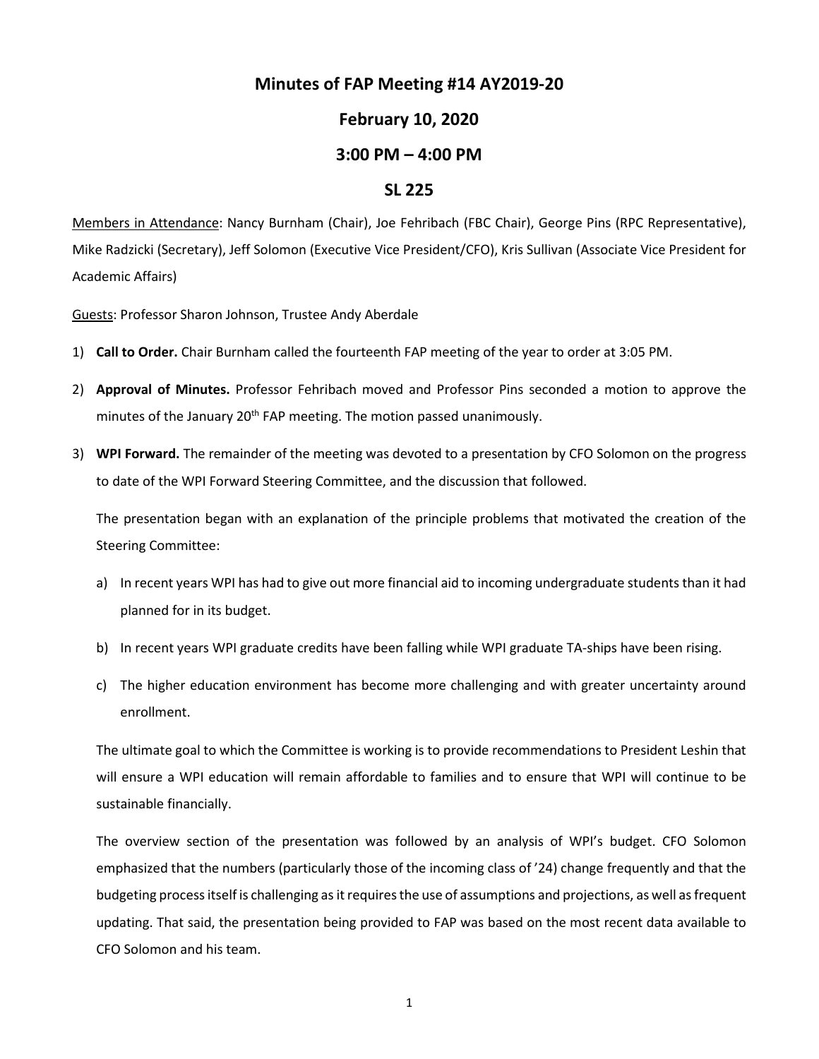# Minutes of FAP Meeting #14 AY2019-20

## February 10, 2020

## 3:00 PM – 4:00 PM

## SL 225

Members in Attendance: Nancy Burnham (Chair), Joe Fehribach (FBC Chair), George Pins (RPC Representative), Mike Radzicki (Secretary), Jeff Solomon (Executive Vice President/CFO), Kris Sullivan (Associate Vice President for Academic Affairs)

Guests: Professor Sharon Johnson, Trustee Andy Aberdale

1) **Call to Order.** Chair Burnham called the fourteenth FAP meeting of the year to order at 3:05 PM.

2) **Approval of Minutes.** Professor Fehribach moved and Professor Pins seconded a motion to approve the minutes of the January 20th FAP meeting. The motion passed unanimously.

3) **WPI Forward.** The remainder of the meeting was devoted to a presentation by CFO Solomon on the progress to date of the WPI Forward Steering Committee, and the discussion that followed.

   The presentation began with an explanation of the principle problems that motivated the creation of the Steering Committee:

   a) In recent years WPI has had to give out more financial aid to incoming undergraduate students than it had planned for in its budget.

   b) In recent years WPI graduate credits have been falling while WPI graduate TA-ships have been rising.

   c) The higher education environment has become more challenging and with greater uncertainty around enrollment.

   The ultimate goal to which the Committee is working is to provide recommendations to President Leshin that will ensure a WPI education will remain affordable to families and to ensure that WPI will continue to be sustainable financially.

   The overview section of the presentation was followed by an analysis of WPI's budget. CFO Solomon emphasized that the numbers (particularly those of the incoming class of '24) change frequently and that the budgeting process itself is challenging as it requires the use of assumptions and projections, as well as frequent updating. That said, the presentation being provided to FAP was based on the most recent data available to CFO Solomon and his team.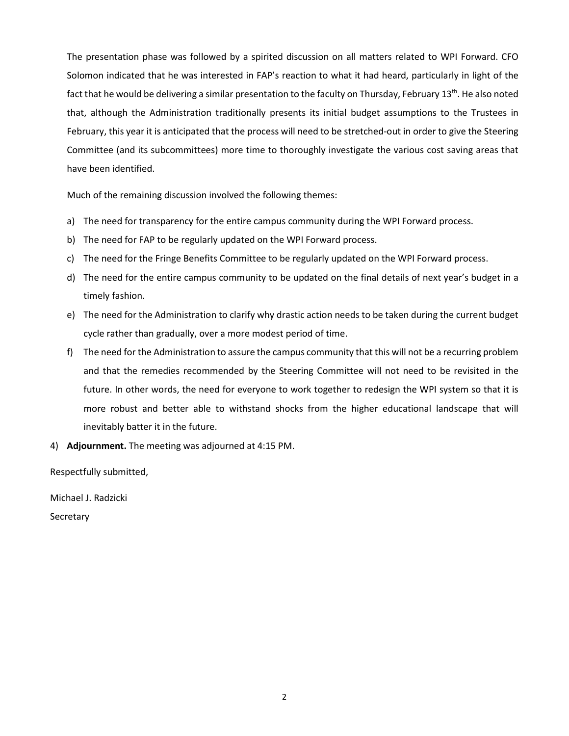The presentation phase was followed by a spirited discussion on all matters related to WPI Forward. CFO Solomon indicated that he was interested in FAP's reaction to what it had heard, particularly in light of the fact that he would be delivering a similar presentation to the faculty on Thursday, February 13th. He also noted that, although the Administration traditionally presents its initial budget assumptions to the Trustees in February, this year it is anticipated that the process will need to be stretched-out in order to give the Steering Committee (and its subcommittees) more time to thoroughly investigate the various cost saving areas that have been identified.

Much of the remaining discussion involved the following themes:

a) The need for transparency for the entire campus community during the WPI Forward process.
b) The need for FAP to be regularly updated on the WPI Forward process.
c) The need for the Fringe Benefits Committee to be regularly updated on the WPI Forward process.
d) The need for the entire campus community to be updated on the final details of next year's budget in a timely fashion.
e) The need for the Administration to clarify why drastic action needs to be taken during the current budget cycle rather than gradually, over a more modest period of time.
f) The need for the Administration to assure the campus community that this will not be a recurring problem and that the remedies recommended by the Steering Committee will not need to be revisited in the future. In other words, the need for everyone to work together to redesign the WPI system so that it is more robust and better able to withstand shocks from the higher educational landscape that will inevitably batter it in the future.

4) **Adjournment.** The meeting was adjourned at 4:15 PM.

Respectfully submitted,

Michael J. Radzicki

Secretary